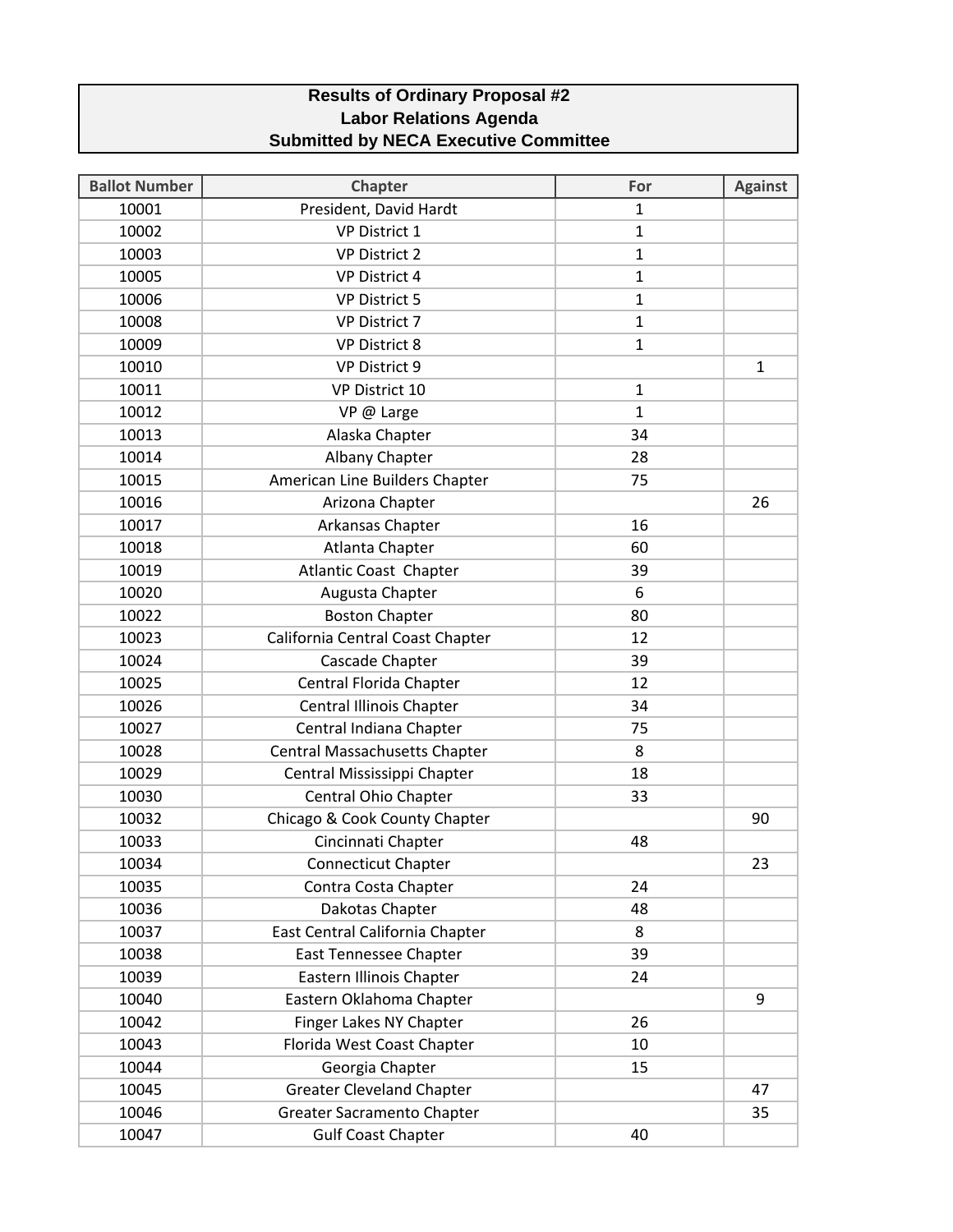**Results of Ordinary Proposal #2**
**Labor Relations Agenda**
**Submitted by NECA Executive Committee**

| Ballot Number | Chapter | For | Against |
|---|---|---|---|
| 10001 | President, David Hardt | 1 | |
| 10002 | VP District 1 | 1 | |
| 10003 | VP District 2 | 1 | |
| 10005 | VP District 4 | 1 | |
| 10006 | VP District 5 | 1 | |
| 10008 | VP District 7 | 1 | |
| 10009 | VP District 8 | 1 | |
| 10010 | VP District 9 | | 1 |
| 10011 | VP District 10 | 1 | |
| 10012 | VP @ Large | 1 | |
| 10013 | Alaska Chapter | 34 | |
| 10014 | Albany Chapter | 28 | |
| 10015 | American Line Builders Chapter | 75 | |
| 10016 | Arizona Chapter | | 26 |
| 10017 | Arkansas Chapter | 16 | |
| 10018 | Atlanta Chapter | 60 | |
| 10019 | Atlantic Coast Chapter | 39 | |
| 10020 | Augusta Chapter | 6 | |
| 10022 | Boston Chapter | 80 | |
| 10023 | California Central Coast Chapter | 12 | |
| 10024 | Cascade Chapter | 39 | |
| 10025 | Central Florida Chapter | 12 | |
| 10026 | Central Illinois Chapter | 34 | |
| 10027 | Central Indiana Chapter | 75 | |
| 10028 | Central Massachusetts Chapter | 8 | |
| 10029 | Central Mississippi Chapter | 18 | |
| 10030 | Central Ohio Chapter | 33 | |
| 10032 | Chicago & Cook County Chapter | | 90 |
| 10033 | Cincinnati Chapter | 48 | |
| 10034 | Connecticut Chapter | | 23 |
| 10035 | Contra Costa Chapter | 24 | |
| 10036 | Dakotas Chapter | 48 | |
| 10037 | East Central California Chapter | 8 | |
| 10038 | East Tennessee Chapter | 39 | |
| 10039 | Eastern Illinois Chapter | 24 | |
| 10040 | Eastern Oklahoma Chapter | | 9 |
| 10042 | Finger Lakes NY Chapter | 26 | |
| 10043 | Florida West Coast Chapter | 10 | |
| 10044 | Georgia Chapter | 15 | |
| 10045 | Greater Cleveland Chapter | | 47 |
| 10046 | Greater Sacramento Chapter | | 35 |
| 10047 | Gulf Coast Chapter | 40 | |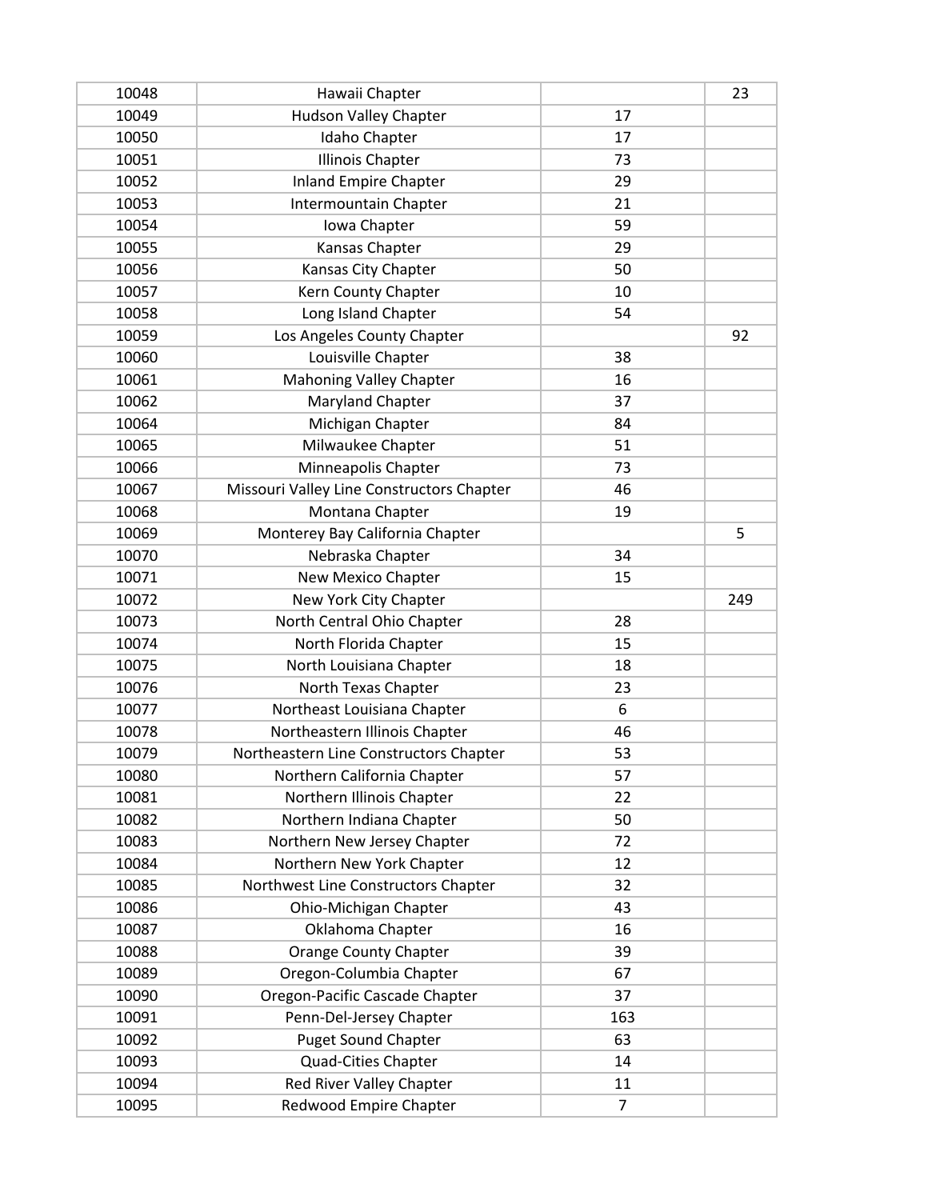| | | | |
|---|---|---|---|
| 10048 | Hawaii Chapter | | 23 |
| 10049 | Hudson Valley Chapter | 17 | |
| 10050 | Idaho Chapter | 17 | |
| 10051 | Illinois Chapter | 73 | |
| 10052 | Inland Empire Chapter | 29 | |
| 10053 | Intermountain Chapter | 21 | |
| 10054 | Iowa Chapter | 59 | |
| 10055 | Kansas Chapter | 29 | |
| 10056 | Kansas City Chapter | 50 | |
| 10057 | Kern County Chapter | 10 | |
| 10058 | Long Island Chapter | 54 | |
| 10059 | Los Angeles County Chapter | | 92 |
| 10060 | Louisville Chapter | 38 | |
| 10061 | Mahoning Valley Chapter | 16 | |
| 10062 | Maryland Chapter | 37 | |
| 10064 | Michigan Chapter | 84 | |
| 10065 | Milwaukee Chapter | 51 | |
| 10066 | Minneapolis Chapter | 73 | |
| 10067 | Missouri Valley Line Constructors Chapter | 46 | |
| 10068 | Montana Chapter | 19 | |
| 10069 | Monterey Bay California Chapter | | 5 |
| 10070 | Nebraska Chapter | 34 | |
| 10071 | New Mexico Chapter | 15 | |
| 10072 | New York City Chapter | | 249 |
| 10073 | North Central Ohio Chapter | 28 | |
| 10074 | North Florida Chapter | 15 | |
| 10075 | North Louisiana Chapter | 18 | |
| 10076 | North Texas Chapter | 23 | |
| 10077 | Northeast Louisiana Chapter | 6 | |
| 10078 | Northeastern Illinois Chapter | 46 | |
| 10079 | Northeastern Line Constructors Chapter | 53 | |
| 10080 | Northern California Chapter | 57 | |
| 10081 | Northern Illinois Chapter | 22 | |
| 10082 | Northern Indiana Chapter | 50 | |
| 10083 | Northern New Jersey Chapter | 72 | |
| 10084 | Northern New York Chapter | 12 | |
| 10085 | Northwest Line Constructors Chapter | 32 | |
| 10086 | Ohio-Michigan Chapter | 43 | |
| 10087 | Oklahoma Chapter | 16 | |
| 10088 | Orange County Chapter | 39 | |
| 10089 | Oregon-Columbia Chapter | 67 | |
| 10090 | Oregon-Pacific Cascade Chapter | 37 | |
| 10091 | Penn-Del-Jersey Chapter | 163 | |
| 10092 | Puget Sound Chapter | 63 | |
| 10093 | Quad-Cities Chapter | 14 | |
| 10094 | Red River Valley Chapter | 11 | |
| 10095 | Redwood Empire Chapter | 7 | |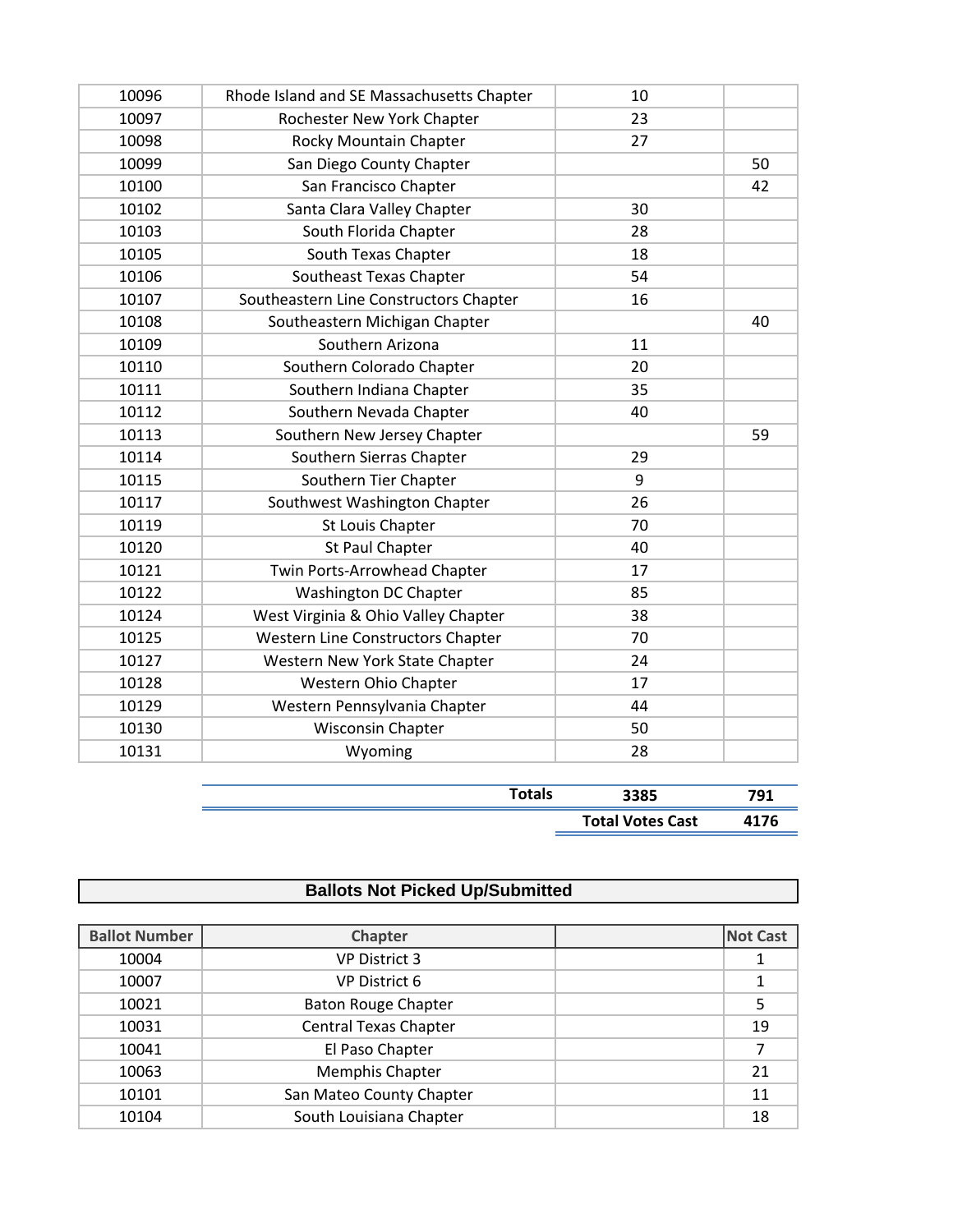| | | | |
|---|---|---|---|
| 10096 | Rhode Island and SE Massachusetts Chapter | 10 | |
| 10097 | Rochester New York Chapter | 23 | |
| 10098 | Rocky Mountain Chapter | 27 | |
| 10099 | San Diego County Chapter | | 50 |
| 10100 | San Francisco Chapter | | 42 |
| 10102 | Santa Clara Valley Chapter | 30 | |
| 10103 | South Florida Chapter | 28 | |
| 10105 | South Texas Chapter | 18 | |
| 10106 | Southeast Texas Chapter | 54 | |
| 10107 | Southeastern Line Constructors Chapter | 16 | |
| 10108 | Southeastern Michigan Chapter | | 40 |
| 10109 | Southern Arizona | 11 | |
| 10110 | Southern Colorado Chapter | 20 | |
| 10111 | Southern Indiana Chapter | 35 | |
| 10112 | Southern Nevada Chapter | 40 | |
| 10113 | Southern New Jersey Chapter | | 59 |
| 10114 | Southern Sierras Chapter | 29 | |
| 10115 | Southern Tier Chapter | 9 | |
| 10117 | Southwest Washington Chapter | 26 | |
| 10119 | St Louis Chapter | 70 | |
| 10120 | St Paul Chapter | 40 | |
| 10121 | Twin Ports-Arrowhead Chapter | 17 | |
| 10122 | Washington DC Chapter | 85 | |
| 10124 | West Virginia & Ohio Valley Chapter | 38 | |
| 10125 | Western Line Constructors Chapter | 70 | |
| 10127 | Western New York State Chapter | 24 | |
| 10128 | Western Ohio Chapter | 17 | |
| 10129 | Western Pennsylvania Chapter | 44 | |
| 10130 | Wisconsin Chapter | 50 | |
| 10131 | Wyoming | 28 | |

| | | |
|---|---|---|
| **Totals** | **3385** | **791** |
| | **Total Votes Cast** | **4176** |

## Ballots Not Picked Up/Submitted

| Ballot Number | Chapter | | Not Cast |
|---|---|---|---|
| 10004 | VP District 3 | | 1 |
| 10007 | VP District 6 | | 1 |
| 10021 | Baton Rouge Chapter | | 5 |
| 10031 | Central Texas Chapter | | 19 |
| 10041 | El Paso Chapter | | 7 |
| 10063 | Memphis Chapter | | 21 |
| 10101 | San Mateo County Chapter | | 11 |
| 10104 | South Louisiana Chapter | | 18 |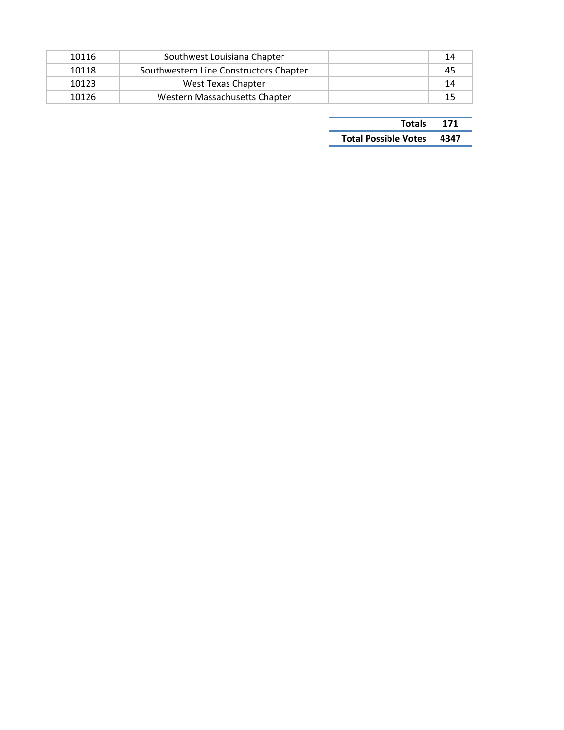| | | | |
|---|---|---|---|
| 10116 | Southwest Louisiana Chapter | | 14 |
| 10118 | Southwestern Line Constructors Chapter | | 45 |
| 10123 | West Texas Chapter | | 14 |
| 10126 | Western Massachusetts Chapter | | 15 |

| | |
|---|---|
| **Totals** | **171** |
| **Total Possible Votes** | **4347** |